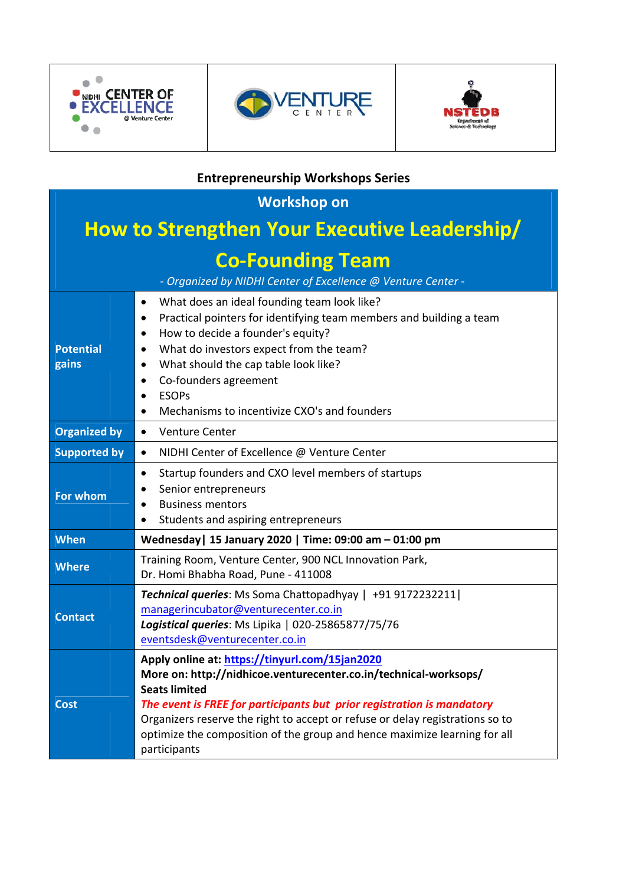**Entrepreneurship Workshops Series**

## Workshop on

# How to Strengthen Your Executive Leadership/ Co-Founding Team

*- Organized by NIDHI Center of Excellence @ Venture Center -*

| | |
|---|---|
| **Potential gains** | • What does an ideal founding team look like?<br>• Practical pointers for identifying team members and building a team<br>• How to decide a founder's equity?<br>• What do investors expect from the team?<br>• What should the cap table look like?<br>• Co-founders agreement<br>• ESOPs<br>• Mechanisms to incentivize CXO's and founders |
| **Organized by** | • Venture Center |
| **Supported by** | • NIDHI Center of Excellence @ Venture Center |
| **For whom** | • Startup founders and CXO level members of startups<br>• Senior entrepreneurs<br>• Business mentors<br>• Students and aspiring entrepreneurs |
| **When** | **Wednesday\| 15 January 2020 \| Time: 09:00 am – 01:00 pm** |
| **Where** | Training Room, Venture Center, 900 NCL Innovation Park,<br>Dr. Homi Bhabha Road, Pune - 411008 |
| **Contact** | ***Technical queries***: Ms Soma Chattopadhyay \| +91 9172232211\|<br>managerincubator@venturecenter.co.in<br>***Logistical queries***: Ms Lipika \| 020-25865877/75/76<br>eventsdesk@venturecenter.co.in |
| **Cost** | **Apply online at: https://tinyurl.com/15jan2020**<br>**More on: http://nidhicoe.venturecenter.co.in/technical-worksops/**<br>**Seats limited**<br>***The event is FREE for participants but prior registration is mandatory***<br>Organizers reserve the right to accept or refuse or delay registrations so to optimize the composition of the group and hence maximize learning for all participants |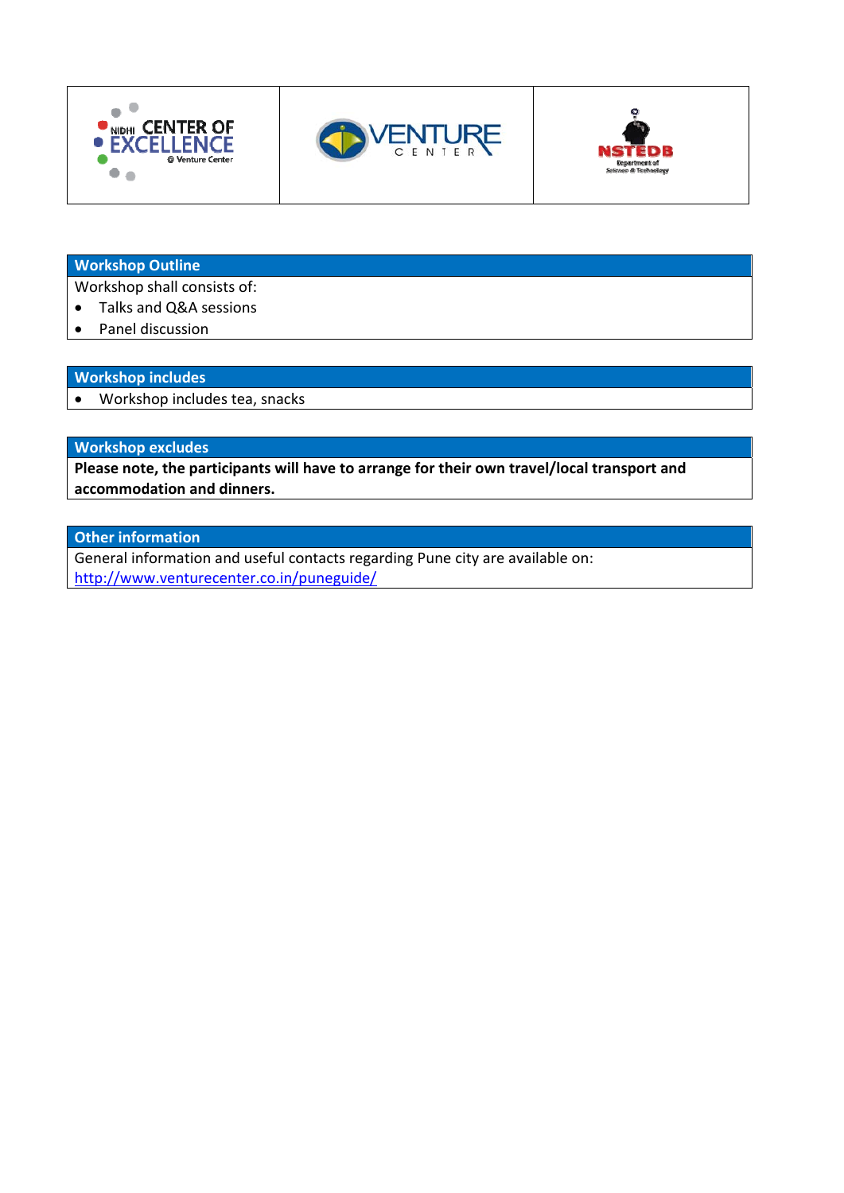## Workshop Outline

Workshop shall consists of:

- Talks and Q&A sessions
- Panel discussion

## Workshop includes

- Workshop includes tea, snacks

## Workshop excludes

**Please note, the participants will have to arrange for their own travel/local transport and accommodation and dinners.**

## Other information

General information and useful contacts regarding Pune city are available on: http://www.venturecenter.co.in/puneguide/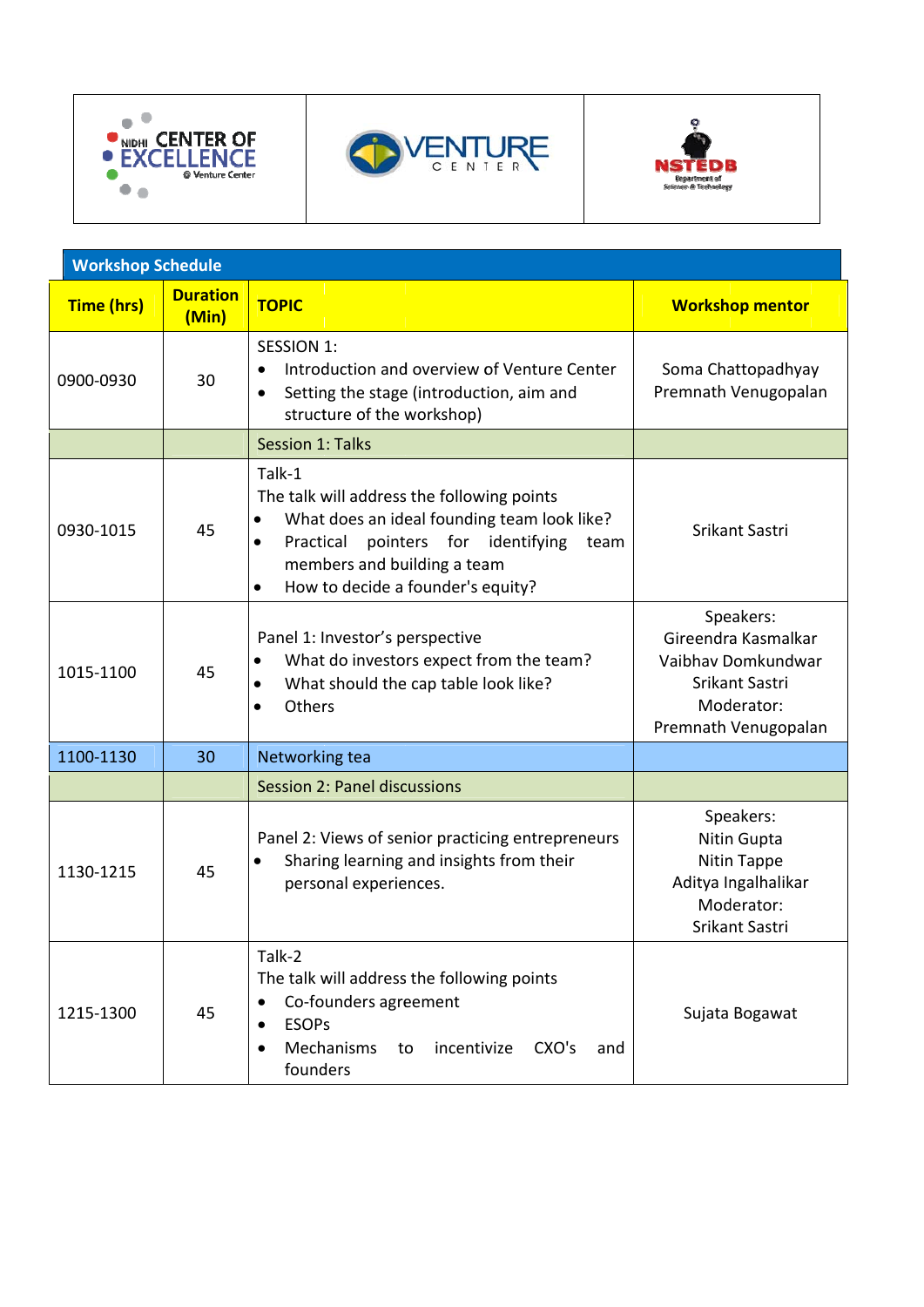NIDHI CENTER OF EXCELLENCE @ Venture Center | VENTURE CENTER | NSTEDB Department of Science & Technology

## Workshop Schedule

| Time (hrs) | Duration (Min) | TOPIC | Workshop mentor |
|---|---|---|---|
| 0900-0930 | 30 | SESSION 1:<br>• Introduction and overview of Venture Center<br>• Setting the stage (introduction, aim and structure of the workshop) | Soma Chattopadhyay<br>Premnath Venugopalan |
| | | Session 1: Talks | |
| 0930-1015 | 45 | Talk-1<br>The talk will address the following points<br>• What does an ideal founding team look like?<br>• Practical pointers for identifying team members and building a team<br>• How to decide a founder's equity? | Srikant Sastri |
| 1015-1100 | 45 | Panel 1: Investor's perspective<br>• What do investors expect from the team?<br>• What should the cap table look like?<br>• Others | Speakers:<br>Gireendra Kasmalkar<br>Vaibhav Domkundwar<br>Srikant Sastri<br>Moderator:<br>Premnath Venugopalan |
| 1100-1130 | 30 | Networking tea | |
| | | Session 2: Panel discussions | |
| 1130-1215 | 45 | Panel 2: Views of senior practicing entrepreneurs<br>• Sharing learning and insights from their personal experiences. | Speakers:<br>Nitin Gupta<br>Nitin Tappe<br>Aditya Ingalhalikar<br>Moderator:<br>Srikant Sastri |
| 1215-1300 | 45 | Talk-2<br>The talk will address the following points<br>• Co-founders agreement<br>• ESOPs<br>• Mechanisms to incentivize CXO's and founders | Sujata Bogawat |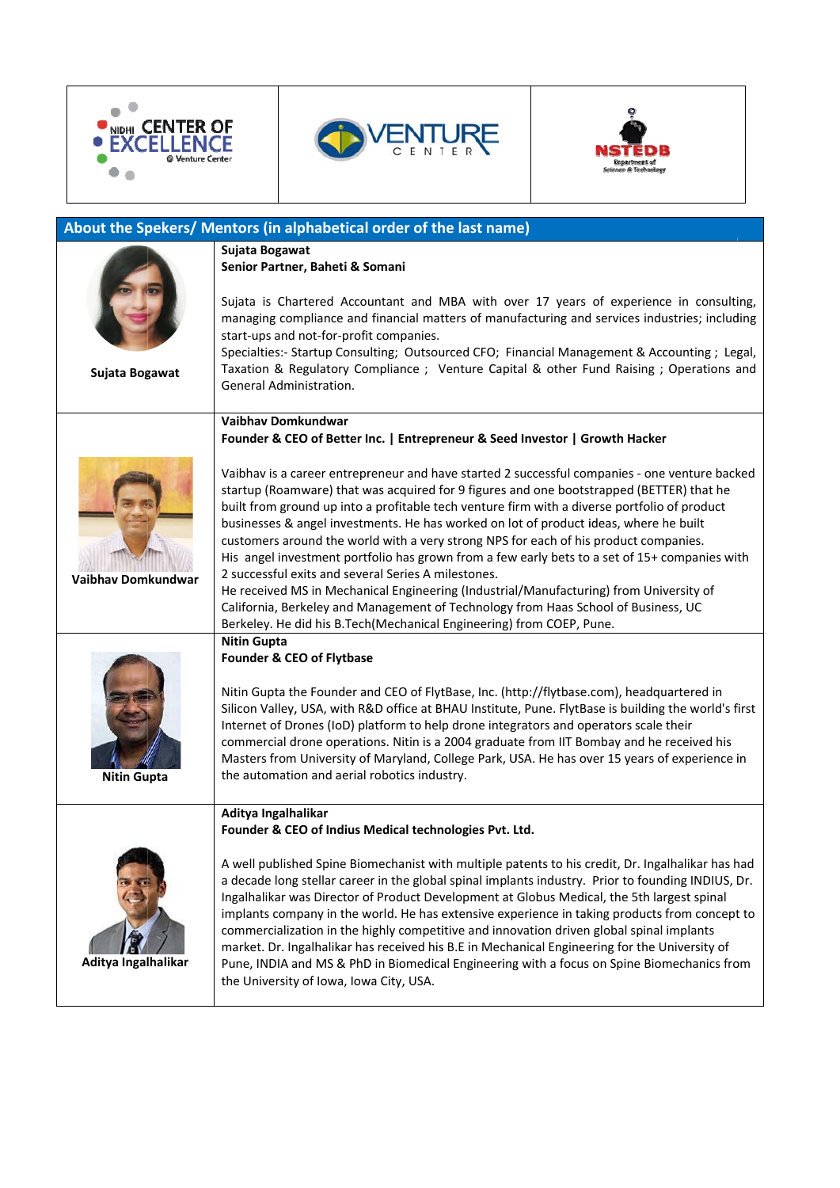## About the Spekers/ Mentors (in alphabetical order of the last name)

| | |
|---|---|
| Sujata Bogawat | **Sujata Bogawat**<br>**Senior Partner, Baheti & Somani**<br><br>Sujata is Chartered Accountant and MBA with over 17 years of experience in consulting, managing compliance and financial matters of manufacturing and services industries; including start-ups and not-for-profit companies.<br>Specialties:- Startup Consulting; Outsourced CFO; Financial Management & Accounting ; Legal, Taxation & Regulatory Compliance ; Venture Capital & other Fund Raising ; Operations and General Administration. |
| Vaibhav Domkundwar | **Vaibhav Domkundwar**<br>**Founder & CEO of Better Inc. \| Entrepreneur & Seed Investor \| Growth Hacker**<br><br>Vaibhav is a career entrepreneur and have started 2 successful companies - one venture backed startup (Roamware) that was acquired for 9 figures and one bootstrapped (BETTER) that he built from ground up into a profitable tech venture firm with a diverse portfolio of product businesses & angel investments. He has worked on lot of product ideas, where he built customers around the world with a very strong NPS for each of his product companies.<br>His angel investment portfolio has grown from a few early bets to a set of 15+ companies with 2 successful exits and several Series A milestones.<br>He received MS in Mechanical Engineering (Industrial/Manufacturing) from University of California, Berkeley and Management of Technology from Haas School of Business, UC Berkeley. He did his B.Tech(Mechanical Engineering) from COEP, Pune. |
| Nitin Gupta | **Nitin Gupta**<br>**Founder & CEO of Flytbase**<br><br>Nitin Gupta the Founder and CEO of FlytBase, Inc. (http://flytbase.com), headquartered in Silicon Valley, USA, with R&D office at BHAU Institute, Pune. FlytBase is building the world's first Internet of Drones (IoD) platform to help drone integrators and operators scale their commercial drone operations. Nitin is a 2004 graduate from IIT Bombay and he received his Masters from University of Maryland, College Park, USA. He has over 15 years of experience in the automation and aerial robotics industry. |
| Aditya Ingalhalikar | **Aditya Ingalhalikar**<br>**Founder & CEO of Indius Medical technologies Pvt. Ltd.**<br><br>A well published Spine Biomechanist with multiple patents to his credit, Dr. Ingalhalikar has had a decade long stellar career in the global spinal implants industry. Prior to founding INDIUS, Dr. Ingalhalikar was Director of Product Development at Globus Medical, the 5th largest spinal implants company in the world. He has extensive experience in taking products from concept to commercialization in the highly competitive and innovation driven global spinal implants market. Dr. Ingalhalikar has received his B.E in Mechanical Engineering for the University of Pune, INDIA and MS & PhD in Biomedical Engineering with a focus on Spine Biomechanics from the University of Iowa, Iowa City, USA. |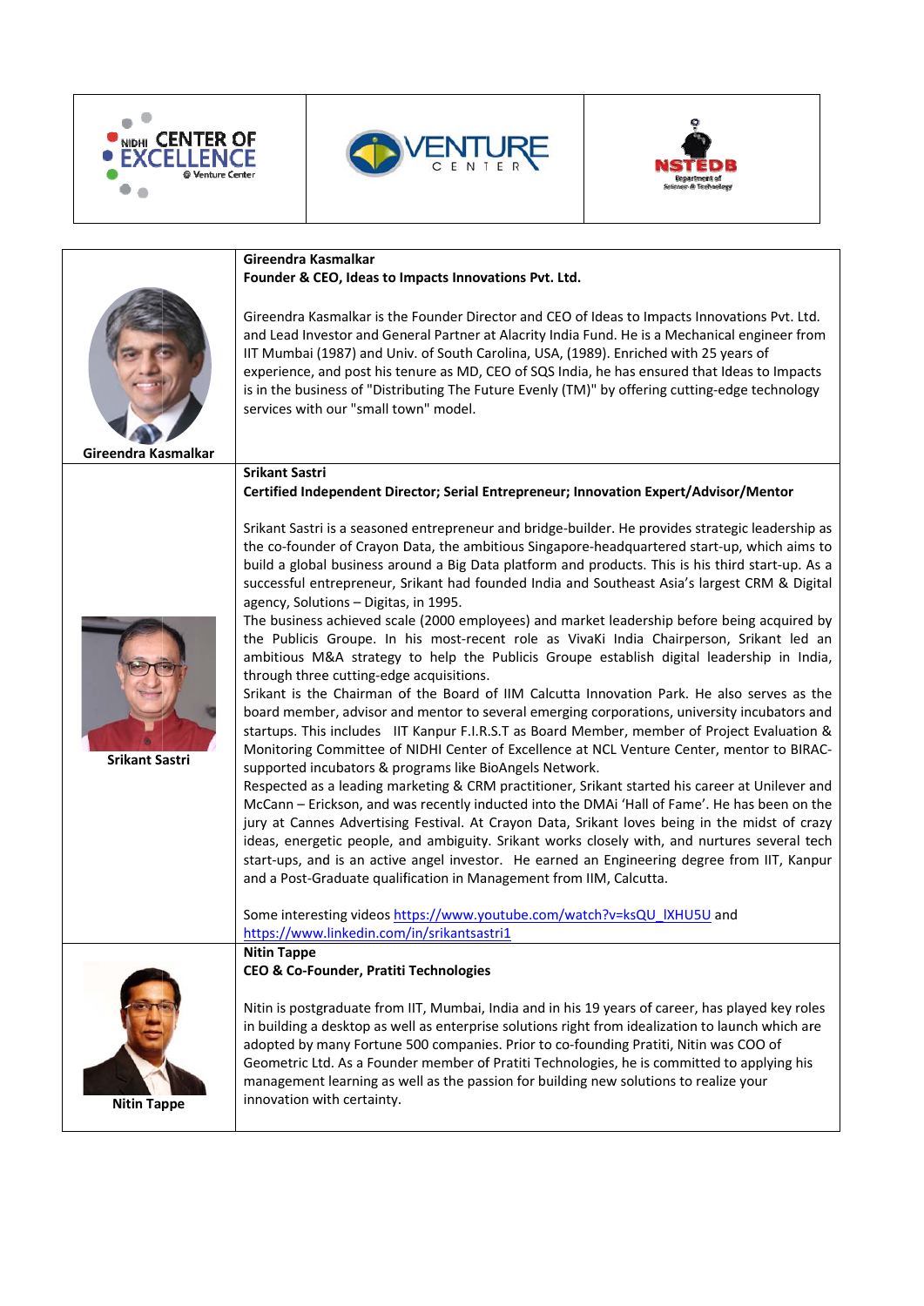| | |
|---|---|
| Gireendra Kasmalkar | **Gireendra Kasmalkar**<br>**Founder & CEO, Ideas to Impacts Innovations Pvt. Ltd.**<br><br>Gireendra Kasmalkar is the Founder Director and CEO of Ideas to Impacts Innovations Pvt. Ltd. and Lead Investor and General Partner at Alacrity India Fund. He is a Mechanical engineer from IIT Mumbai (1987) and Univ. of South Carolina, USA, (1989). Enriched with 25 years of experience, and post his tenure as MD, CEO of SQS India, he has ensured that Ideas to Impacts is in the business of "Distributing The Future Evenly (TM)" by offering cutting-edge technology services with our "small town" model. |
| Srikant Sastri | **Srikant Sastri**<br>**Certified Independent Director; Serial Entrepreneur; Innovation Expert/Advisor/Mentor**<br><br>Srikant Sastri is a seasoned entrepreneur and bridge-builder. He provides strategic leadership as the co-founder of Crayon Data, the ambitious Singapore-headquartered start-up, which aims to build a global business around a Big Data platform and products. This is his third start-up. As a successful entrepreneur, Srikant had founded India and Southeast Asia's largest CRM & Digital agency, Solutions – Digitas, in 1995.<br>The business achieved scale (2000 employees) and market leadership before being acquired by the Publicis Groupe. In his most-recent role as VivaKi India Chairperson, Srikant led an ambitious M&A strategy to help the Publicis Groupe establish digital leadership in India, through three cutting-edge acquisitions.<br>Srikant is the Chairman of the Board of IIM Calcutta Innovation Park. He also serves as the board member, advisor and mentor to several emerging corporations, university incubators and startups. This includes IIT Kanpur F.I.R.S.T as Board Member, member of Project Evaluation & Monitoring Committee of NIDHI Center of Excellence at NCL Venture Center, mentor to BIRAC-supported incubators & programs like BioAngels Network.<br>Respected as a leading marketing & CRM practitioner, Srikant started his career at Unilever and McCann – Erickson, and was recently inducted into the DMAi 'Hall of Fame'. He has been on the jury at Cannes Advertising Festival. At Crayon Data, Srikant loves being in the midst of crazy ideas, energetic people, and ambiguity. Srikant works closely with, and nurtures several tech start-ups, and is an active angel investor. He earned an Engineering degree from IIT, Kanpur and a Post-Graduate qualification in Management from IIM, Calcutta.<br><br>Some interesting videos https://www.youtube.com/watch?v=ksQU_lXHU5U and https://www.linkedin.com/in/srikantsastri1 |
| Nitin Tappe | **Nitin Tappe**<br>**CEO & Co-Founder, Pratiti Technologies**<br><br>Nitin is postgraduate from IIT, Mumbai, India and in his 19 years of career, has played key roles in building a desktop as well as enterprise solutions right from idealization to launch which are adopted by many Fortune 500 companies. Prior to co-founding Pratiti, Nitin was COO of Geometric Ltd. As a Founder member of Pratiti Technologies, he is committed to applying his management learning as well as the passion for building new solutions to realize your innovation with certainty. |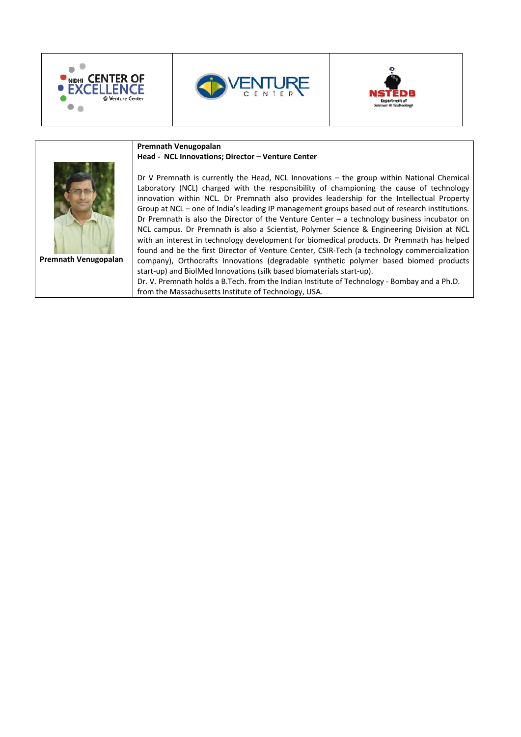| | |
|---|---|
| **Premnath Venugopalan** | **Premnath Venugopalan**<br>**Head - NCL Innovations; Director – Venture Center**<br><br>Dr V Premnath is currently the Head, NCL Innovations – the group within National Chemical Laboratory (NCL) charged with the responsibility of championing the cause of technology innovation within NCL. Dr Premnath also provides leadership for the Intellectual Property Group at NCL – one of India's leading IP management groups based out of research institutions. Dr Premnath is also the Director of the Venture Center – a technology business incubator on NCL campus. Dr Premnath is also a Scientist, Polymer Science & Engineering Division at NCL with an interest in technology development for biomedical products. Dr Premnath has helped found and be the first Director of Venture Center, CSIR-Tech (a technology commercialization company), Orthocrafts Innovations (degradable synthetic polymer based biomed products start-up) and BiolMed Innovations (silk based biomaterials start-up).<br>Dr. V. Premnath holds a B.Tech. from the Indian Institute of Technology - Bombay and a Ph.D. from the Massachusetts Institute of Technology, USA. |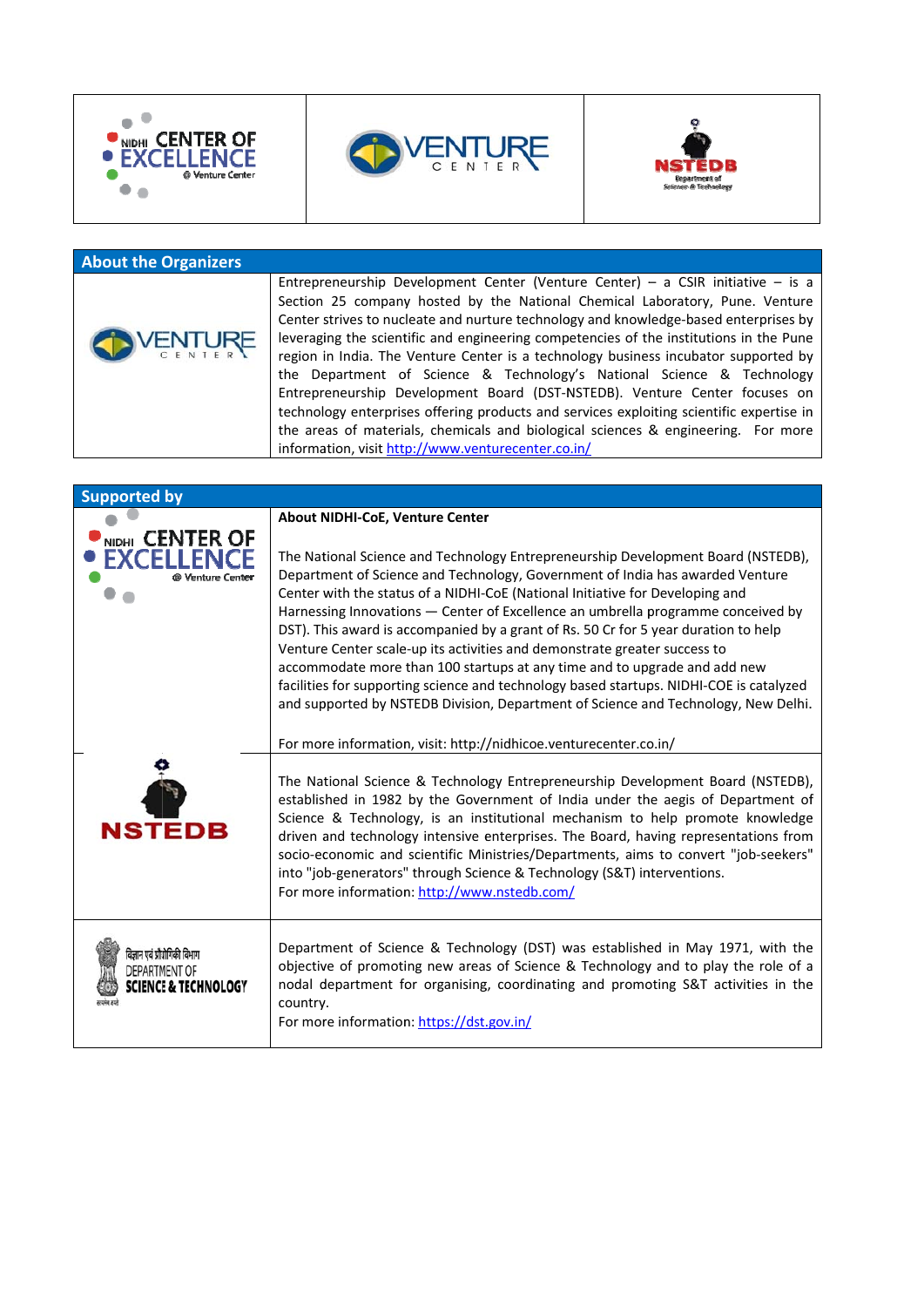| | | |
|---|---|---|
| NIDHI CENTER OF EXCELLENCE @ Venture Center | VENTURE CENTER | NSTEDB Department of Science & Technology |

## About the Organizers

| | |
|---|---|
| VENTURE CENTER | Entrepreneurship Development Center (Venture Center) – a CSIR initiative – is a Section 25 company hosted by the National Chemical Laboratory, Pune. Venture Center strives to nucleate and nurture technology and knowledge-based enterprises by leveraging the scientific and engineering competencies of the institutions in the Pune region in India. The Venture Center is a technology business incubator supported by the Department of Science & Technology's National Science & Technology Entrepreneurship Development Board (DST-NSTEDB). Venture Center focuses on technology enterprises offering products and services exploiting scientific expertise in the areas of materials, chemicals and biological sciences & engineering. For more information, visit http://www.venturecenter.co.in/ |

## Supported by

| | |
|---|---|
| NIDHI CENTER OF EXCELLENCE @ Venture Center | **About NIDHI-CoE, Venture Center**<br><br>The National Science and Technology Entrepreneurship Development Board (NSTEDB), Department of Science and Technology, Government of India has awarded Venture Center with the status of a NIDHI-CoE (National Initiative for Developing and Harnessing Innovations — Center of Excellence an umbrella programme conceived by DST). This award is accompanied by a grant of Rs. 50 Cr for 5 year duration to help Venture Center scale-up its activities and demonstrate greater success to accommodate more than 100 startups at any time and to upgrade and add new facilities for supporting science and technology based startups. NIDHI-COE is catalyzed and supported by NSTEDB Division, Department of Science and Technology, New Delhi.<br><br>For more information, visit: http://nidhicoe.venturecenter.co.in/ |
| NSTEDB | The National Science & Technology Entrepreneurship Development Board (NSTEDB), established in 1982 by the Government of India under the aegis of Department of Science & Technology, is an institutional mechanism to help promote knowledge driven and technology intensive enterprises. The Board, having representations from socio-economic and scientific Ministries/Departments, aims to convert "job-seekers" into "job-generators" through Science & Technology (S&T) interventions.<br>For more information: http://www.nstedb.com/ |
| विज्ञान एवं प्रौद्योगिकी विभाग DEPARTMENT OF SCIENCE & TECHNOLOGY | Department of Science & Technology (DST) was established in May 1971, with the objective of promoting new areas of Science & Technology and to play the role of a nodal department for organising, coordinating and promoting S&T activities in the country.<br>For more information: https://dst.gov.in/ |